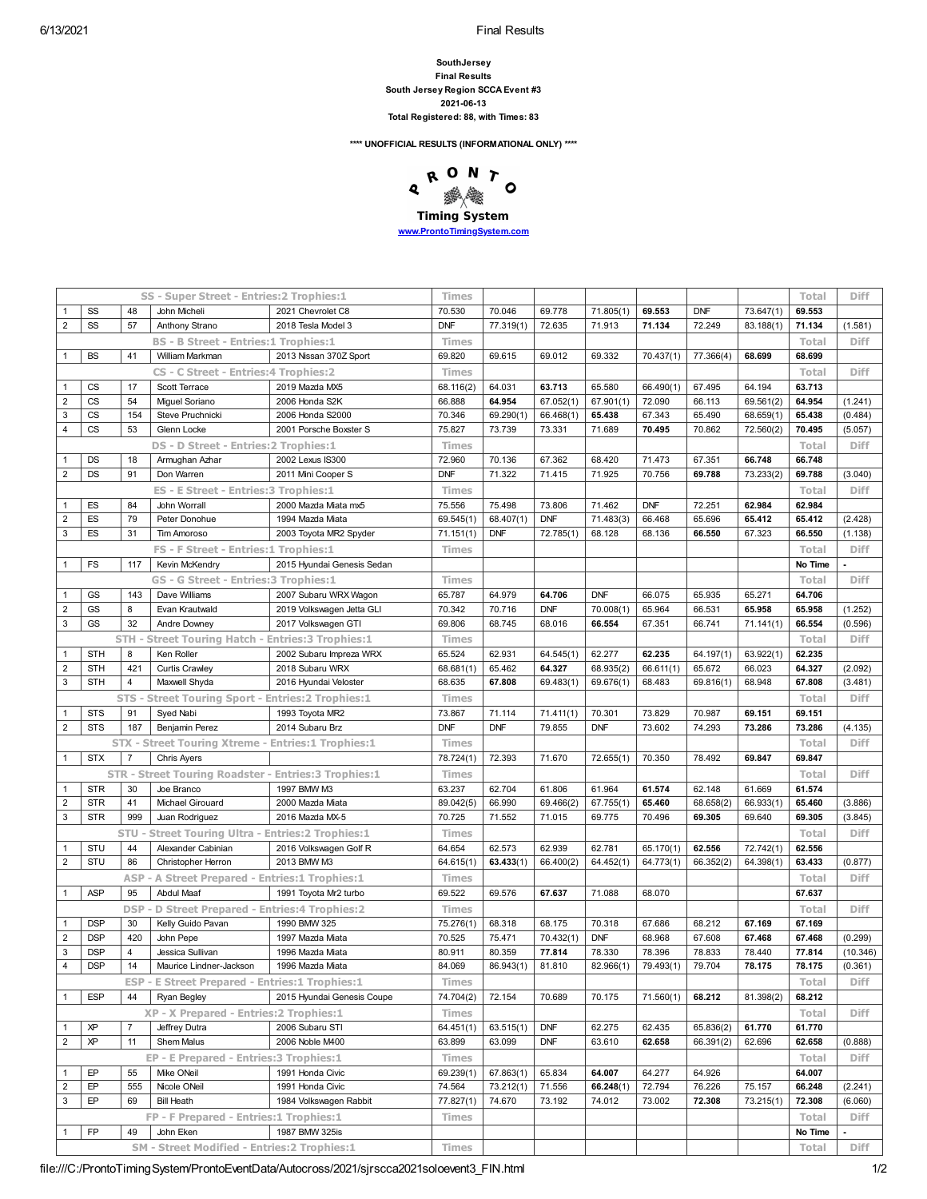**SouthJersey**
**Final Results**
**South Jersey Region SCCA Event #3**
**2021-06-13**
**Total Registered: 88, with Times: 83**

**\*\*\*\* UNOFFICIAL RESULTS (INFORMATIONAL ONLY) \*\*\*\***

**Timing System**
www.ProntoTimingSystem.com

| | | | | | | | | | | | | | |
|---|---|---|---|---|---|---|---|---|---|---|---|---|---|
| | | | SS - Super Street - Entries:2 Trophies:1 | | Times | | | | | | | Total | Diff |
| 1 | SS | 48 | John Micheli | 2021 Chevrolet C8 | 70.530 | 70.046 | 69.778 | 71.805(1) | **69.553** | DNF | 73.647(1) | **69.553** | |
| 2 | SS | 57 | Anthony Strano | 2018 Tesla Model 3 | DNF | 77.319(1) | 72.635 | 71.913 | **71.134** | 72.249 | 83.188(1) | **71.134** | (1.581) |
| | | | BS - B Street - Entries:1 Trophies:1 | | Times | | | | | | | Total | Diff |
| 1 | BS | 41 | William Markman | 2013 Nissan 370Z Sport | 69.820 | 69.615 | 69.012 | 69.332 | 70.437(1) | 77.366(4) | **68.699** | **68.699** | |
| | | | CS - C Street - Entries:4 Trophies:2 | | Times | | | | | | | Total | Diff |
| 1 | CS | 17 | Scott Terrace | 2019 Mazda MX5 | 68.116(2) | 64.031 | **63.713** | 65.580 | 66.490(1) | 67.495 | 64.194 | **63.713** | |
| 2 | CS | 54 | Miguel Soriano | 2006 Honda S2K | 66.888 | **64.954** | 67.052(1) | 67.901(1) | 72.090 | 66.113 | 69.561(2) | **64.954** | (1.241) |
| 3 | CS | 154 | Steve Pruchnicki | 2006 Honda S2000 | 70.346 | 69.290(1) | 66.468(1) | **65.438** | 67.343 | 65.490 | 68.659(1) | **65.438** | (0.484) |
| 4 | CS | 53 | Glenn Locke | 2001 Porsche Boxster S | 75.827 | 73.739 | 73.331 | 71.689 | **70.495** | 70.862 | 72.560(2) | **70.495** | (5.057) |
| | | | DS - D Street - Entries:2 Trophies:1 | | Times | | | | | | | Total | Diff |
| 1 | DS | 18 | Armughan Azhar | 2002 Lexus IS300 | 72.960 | 70.136 | 67.362 | 68.420 | 71.473 | 67.351 | **66.748** | **66.748** | |
| 2 | DS | 91 | Don Warren | 2011 Mini Cooper S | DNF | 71.322 | 71.415 | 71.925 | 70.756 | **69.788** | 73.233(2) | **69.788** | (3.040) |
| | | | ES - E Street - Entries:3 Trophies:1 | | Times | | | | | | | Total | Diff |
| 1 | ES | 84 | John Worrall | 2000 Mazda Miata mx5 | 75.556 | 75.498 | 73.806 | 71.462 | DNF | 72.251 | **62.984** | **62.984** | |
| 2 | ES | 79 | Peter Donohue | 1994 Mazda Miata | 69.545(1) | 68.407(1) | DNF | 71.483(3) | 66.468 | 65.696 | **65.412** | **65.412** | (2.428) |
| 3 | ES | 31 | Tim Amoroso | 2003 Toyota MR2 Spyder | 71.151(1) | DNF | 72.785(1) | 68.128 | 68.136 | **66.550** | 67.323 | **66.550** | (1.138) |
| | | | FS - F Street - Entries:1 Trophies:1 | | Times | | | | | | | Total | Diff |
| 1 | FS | 117 | Kevin McKendry | 2015 Hyundai Genesis Sedan | | | | | | | | No Time | - |
| | | | GS - G Street - Entries:3 Trophies:1 | | Times | | | | | | | Total | Diff |
| 1 | GS | 143 | Dave Williams | 2007 Subaru WRX Wagon | 65.787 | 64.979 | **64.706** | DNF | 66.075 | 65.935 | 65.271 | **64.706** | |
| 2 | GS | 8 | Evan Krautwald | 2019 Volkswagen Jetta GLI | 70.342 | 70.716 | DNF | 70.008(1) | 65.964 | 66.531 | **65.958** | **65.958** | (1.252) |
| 3 | GS | 32 | Andre Downey | 2017 Volkswagen GTI | 69.806 | 68.745 | 68.016 | **66.554** | 67.351 | 66.741 | 71.141(1) | **66.554** | (0.596) |
| | | | STH - Street Touring Hatch - Entries:3 Trophies:1 | | Times | | | | | | | Total | Diff |
| 1 | STH | 8 | Ken Roller | 2002 Subaru Impreza WRX | 65.524 | 62.931 | 64.545(1) | 62.277 | **62.235** | 64.197(1) | 63.922(1) | **62.235** | |
| 2 | STH | 421 | Curtis Crawley | 2018 Subaru WRX | 68.681(1) | 65.462 | **64.327** | 68.935(2) | 66.611(1) | 65.672 | 66.023 | **64.327** | (2.092) |
| 3 | STH | 4 | Maxwell Shyda | 2016 Hyundai Veloster | 68.635 | **67.808** | 69.483(1) | 69.676(1) | 68.483 | 69.816(1) | 68.948 | **67.808** | (3.481) |
| | | | STS - Street Touring Sport - Entries:2 Trophies:1 | | Times | | | | | | | Total | Diff |
| 1 | STS | 91 | Syed Nabi | 1993 Toyota MR2 | 73.867 | 71.114 | 71.411(1) | 70.301 | 73.829 | 70.987 | **69.151** | **69.151** | |
| 2 | STS | 187 | Benjamin Perez | 2014 Subaru Brz | DNF | DNF | 79.855 | DNF | 73.602 | 74.293 | **73.286** | **73.286** | (4.135) |
| | | | STX - Street Touring Xtreme - Entries:1 Trophies:1 | | Times | | | | | | | Total | Diff |
| 1 | STX | 7 | Chris Ayers | | 78.724(1) | 72.393 | 71.670 | 72.655(1) | 70.350 | 78.492 | **69.847** | **69.847** | |
| | | | STR - Street Touring Roadster - Entries:3 Trophies:1 | | Times | | | | | | | Total | Diff |
| 1 | STR | 30 | Joe Branco | 1997 BMW M3 | 63.237 | 62.704 | 61.806 | 61.964 | **61.574** | 62.148 | 61.669 | **61.574** | |
| 2 | STR | 41 | Michael Girouard | 2000 Mazda Miata | 89.042(5) | 66.990 | 69.466(2) | 67.755(1) | **65.460** | 68.658(2) | 66.933(1) | **65.460** | (3.886) |
| 3 | STR | 999 | Juan Rodriguez | 2016 Mazda MX-5 | 70.725 | 71.552 | 71.015 | 69.775 | 70.496 | **69.305** | 69.640 | **69.305** | (3.845) |
| | | | STU - Street Touring Ultra - Entries:2 Trophies:1 | | Times | | | | | | | Total | Diff |
| 1 | STU | 44 | Alexander Cabinian | 2016 Volkswagen Golf R | 64.654 | 62.573 | 62.939 | 62.781 | 65.170(1) | **62.556** | 72.742(1) | **62.556** | |
| 2 | STU | 86 | Christopher Herron | 2013 BMW M3 | 64.615(1) | **63.433**(1) | 66.400(2) | 64.452(1) | 64.773(1) | 66.352(2) | 64.398(1) | **63.433** | (0.877) |
| | | | ASP - A Street Prepared - Entries:1 Trophies:1 | | Times | | | | | | | Total | Diff |
| 1 | ASP | 95 | Abdul Maaf | 1991 Toyota Mr2 turbo | 69.522 | 69.576 | **67.637** | 71.088 | 68.070 | | | **67.637** | |
| | | | DSP - D Street Prepared - Entries:4 Trophies:2 | | Times | | | | | | | Total | Diff |
| 1 | DSP | 30 | Kelly Guido Pavan | 1990 BMW 325 | 75.276(1) | 68.318 | 68.175 | 70.318 | 67.686 | 68.212 | **67.169** | **67.169** | |
| 2 | DSP | 420 | John Pepe | 1997 Mazda Miata | 70.525 | 75.471 | 70.432(1) | DNF | 68.968 | 67.608 | **67.468** | **67.468** | (0.299) |
| 3 | DSP | 4 | Jessica Sullivan | 1996 Mazda Miata | 80.911 | 80.359 | **77.814** | 78.330 | 78.396 | 78.833 | 78.440 | **77.814** | (10.346) |
| 4 | DSP | 14 | Maurice Lindner-Jackson | 1996 Mazda Miata | 84.069 | 86.943(1) | 81.810 | 82.966(1) | 79.493(1) | 79.704 | **78.175** | **78.175** | (0.361) |
| | | | ESP - E Street Prepared - Entries:1 Trophies:1 | | Times | | | | | | | Total | Diff |
| 1 | ESP | 44 | Ryan Begley | 2015 Hyundai Genesis Coupe | 74.704(2) | 72.154 | 70.689 | 70.175 | 71.560(1) | **68.212** | 81.398(2) | **68.212** | |
| | | | XP - X Prepared - Entries:2 Trophies:1 | | Times | | | | | | | Total | Diff |
| 1 | XP | 7 | Jeffrey Dutra | 2006 Subaru STI | 64.451(1) | 63.515(1) | DNF | 62.275 | 62.435 | 65.836(2) | **61.770** | **61.770** | |
| 2 | XP | 11 | Shem Malus | 2006 Noble M400 | 63.899 | 63.099 | DNF | 63.610 | **62.658** | 66.391(2) | 62.696 | **62.658** | (0.888) |
| | | | EP - E Prepared - Entries:3 Trophies:1 | | Times | | | | | | | Total | Diff |
| 1 | EP | 55 | Mike ONeil | 1991 Honda Civic | 69.239(1) | 67.863(1) | 65.834 | **64.007** | 64.277 | 64.926 | | **64.007** | |
| 2 | EP | 555 | Nicole ONeil | 1991 Honda Civic | 74.564 | 73.212(1) | 71.556 | **66.248**(1) | 72.794 | 76.226 | 75.157 | **66.248** | (2.241) |
| 3 | EP | 69 | Bill Heath | 1984 Volkswagen Rabbit | 77.827(1) | 74.670 | 73.192 | 74.012 | 73.002 | **72.308** | 73.215(1) | **72.308** | (6.060) |
| | | | FP - F Prepared - Entries:1 Trophies:1 | | Times | | | | | | | Total | Diff |
| 1 | FP | 49 | John Eken | 1987 BMW 325is | | | | | | | | No Time | - |
| | | | SM - Street Modified - Entries:2 Trophies:1 | | Times | | | | | | | Total | Diff |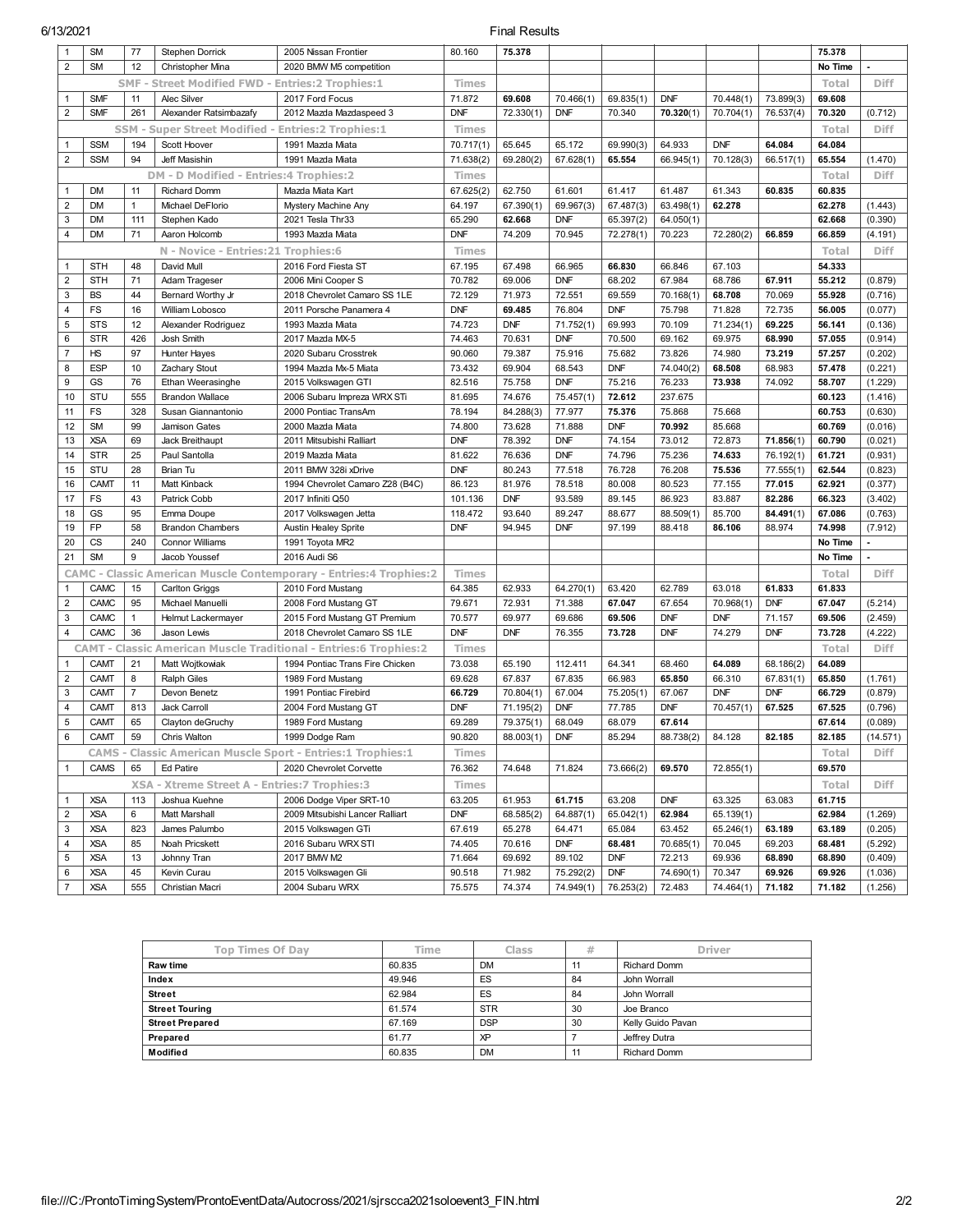| | | | | | | | | | | | | | |
|---|---|---|---|---|---|---|---|---|---|---|---|---|---|
| 1 | SM | 77 | Stephen Dorrick | 2005 Nissan Frontier | 80.160 | **75.378** | | | | | | 75.378 | |
| 2 | SM | 12 | Christopher Mina | 2020 BMW M5 competition | | | | | | | | No Time | - |
| | | | **SMF - Street Modified FWD - Entries:2 Trophies:1** | | Times | | | | | | | Total | Diff |
| 1 | SMF | 11 | Alec Silver | 2017 Ford Focus | 71.872 | **69.608** | 70.466(1) | 69.835(1) | DNF | 70.448(1) | 73.899(3) | 69.608 | |
| 2 | SMF | 261 | Alexander Ratsimbazafy | 2012 Mazda Mazdaspeed 3 | DNF | 72.330(1) | DNF | 70.340 | **70.320**(1) | 70.704(1) | 76.537(4) | 70.320 | (0.712) |
| | | | **SSM - Super Street Modified - Entries:2 Trophies:1** | | Times | | | | | | | Total | Diff |
| 1 | SSM | 194 | Scott Hoover | 1991 Mazda Miata | 70.717(1) | 65.645 | 65.172 | 69.990(3) | 64.933 | DNF | **64.084** | 64.084 | |
| 2 | SSM | 94 | Jeff Masishin | 1991 Mazda Miata | 71.638(2) | 69.280(2) | 67.628(1) | **65.554** | 66.945(1) | 70.128(3) | 66.517(1) | 65.554 | (1.470) |
| | | | **DM - D Modified - Entries:4 Trophies:2** | | Times | | | | | | | Total | Diff |
| 1 | DM | 11 | Richard Domm | Mazda Miata Kart | 67.625(2) | 62.750 | 61.601 | 61.417 | 61.487 | 61.343 | **60.835** | 60.835 | |
| 2 | DM | 1 | Michael DeFlorio | Mystery Machine Any | 64.197 | 67.390(1) | 69.967(3) | 67.487(3) | 63.498(1) | **62.278** | | 62.278 | (1.443) |
| 3 | DM | 111 | Stephen Kado | 2021 Tesla Thr33 | 65.290 | **62.668** | DNF | 65.397(2) | 64.050(1) | | | 62.668 | (0.390) |
| 4 | DM | 71 | Aaron Holcomb | 1993 Mazda Miata | DNF | 74.209 | 70.945 | 72.278(1) | 70.223 | 72.280(2) | **66.859** | 66.859 | (4.191) |
| | | | **N - Novice - Entries:21 Trophies:6** | | Times | | | | | | | Total | Diff |
| 1 | STH | 48 | David Mull | 2016 Ford Fiesta ST | 67.195 | 67.498 | 66.965 | **66.830** | 66.846 | 67.103 | | 54.333 | |
| 2 | STH | 71 | Adam Trageser | 2006 Mini Cooper S | 70.782 | 69.006 | DNF | 68.202 | 67.984 | 68.786 | **67.911** | 55.212 | (0.879) |
| 3 | BS | 44 | Bernard Worthy Jr | 2018 Chevrolet Camaro SS 1LE | 72.129 | 71.973 | 72.551 | 69.559 | 70.168(1) | **68.708** | 70.069 | 55.928 | (0.716) |
| 4 | FS | 16 | William Lobosco | 2011 Porsche Panamera 4 | DNF | **69.485** | 76.804 | DNF | 75.798 | 71.828 | 72.735 | 56.005 | (0.077) |
| 5 | STS | 12 | Alexander Rodriguez | 1993 Mazda Miata | 74.723 | DNF | 71.752(1) | 69.993 | 70.109 | 71.234(1) | **69.225** | 56.141 | (0.136) |
| 6 | STR | 426 | Josh Smith | 2017 Mazda MX-5 | 74.463 | 70.631 | DNF | 70.500 | 69.162 | 69.975 | **68.990** | 57.055 | (0.914) |
| 7 | HS | 97 | Hunter Hayes | 2020 Subaru Crosstrek | 90.060 | 79.387 | 75.916 | 75.682 | 73.826 | 74.980 | **73.219** | 57.257 | (0.202) |
| 8 | ESP | 10 | Zachary Stout | 1994 Mazda Mx-5 Miata | 73.432 | 69.904 | 68.543 | DNF | 74.040(2) | **68.508** | 68.983 | 57.478 | (0.221) |
| 9 | GS | 76 | Ethan Weerasinghe | 2015 Volkswagen GTI | 82.516 | 75.758 | DNF | 75.216 | 76.233 | **73.938** | 74.092 | 58.707 | (1.229) |
| 10 | STU | 555 | Brandon Wallace | 2006 Subaru Impreza WRX STi | 81.695 | 74.676 | 75.457(1) | **72.612** | 237.675 | | | 60.123 | (1.416) |
| 11 | FS | 328 | Susan Giannantonio | 2000 Pontiac TransAm | 78.194 | 84.288(3) | 77.977 | **75.376** | 75.868 | 75.668 | | 60.753 | (0.630) |
| 12 | SM | 99 | Jamison Gates | 2000 Mazda Miata | 74.800 | 73.628 | 71.888 | DNF | **70.992** | 85.668 | | 60.769 | (0.016) |
| 13 | XSA | 69 | Jack Breithaupt | 2011 Mitsubishi Ralliart | DNF | 78.392 | DNF | 74.154 | 73.012 | 72.873 | **71.856**(1) | 60.790 | (0.021) |
| 14 | STR | 25 | Paul Santolla | 2019 Mazda Miata | 81.622 | 76.636 | DNF | 74.796 | 75.236 | **74.633** | 76.192(1) | 61.721 | (0.931) |
| 15 | STU | 28 | Brian Tu | 2011 BMW 328i xDrive | DNF | 80.243 | 77.518 | 76.728 | 76.208 | **75.536** | 77.555(1) | 62.544 | (0.823) |
| 16 | CAMT | 11 | Matt Kinback | 1994 Chevrolet Camaro Z28 (B4C) | 86.123 | 81.976 | 78.518 | 80.008 | 80.523 | 77.155 | **77.015** | 62.921 | (0.377) |
| 17 | FS | 43 | Patrick Cobb | 2017 Infiniti Q50 | 101.136 | DNF | 93.589 | 89.145 | 86.923 | 83.887 | **82.286** | 66.323 | (3.402) |
| 18 | GS | 95 | Emma Doupe | 2017 Volkswagen Jetta | 118.472 | 93.640 | 89.247 | 88.677 | 88.509(1) | 85.700 | **84.491**(1) | 67.086 | (0.763) |
| 19 | FP | 58 | Brandon Chambers | Austin Healey Sprite | DNF | 94.945 | DNF | 97.199 | 88.418 | **86.106** | 88.974 | 74.998 | (7.912) |
| 20 | CS | 240 | Connor Williams | 1991 Toyota MR2 | | | | | | | | No Time | - |
| 21 | SM | 9 | Jacob Youssef | 2016 Audi S6 | | | | | | | | No Time | - |
| | | | **CAMC - Classic American Muscle Contemporary - Entries:4 Trophies:2** | | Times | | | | | | | Total | Diff |
| 1 | CAMC | 15 | Carlton Griggs | 2010 Ford Mustang | 64.385 | 62.933 | 64.270(1) | 63.420 | 62.789 | 63.018 | **61.833** | 61.833 | |
| 2 | CAMC | 95 | Michael Manuelli | 2008 Ford Mustang GT | 79.671 | 72.931 | 71.388 | **67.047** | 67.654 | 70.968(1) | DNF | 67.047 | (5.214) |
| 3 | CAMC | 1 | Helmut Lackermayer | 2015 Ford Mustang GT Premium | 70.577 | 69.977 | 69.686 | **69.506** | DNF | DNF | 71.157 | 69.506 | (2.459) |
| 4 | CAMC | 36 | Jason Lewis | 2018 Chevrolet Camaro SS 1LE | DNF | DNF | 76.355 | **73.728** | DNF | 74.279 | DNF | 73.728 | (4.222) |
| | | | **CAMT - Classic American Muscle Traditional - Entries:6 Trophies:2** | | Times | | | | | | | Total | Diff |
| 1 | CAMT | 21 | Matt Wojtkowiak | 1994 Pontiac Trans Fire Chicken | 73.038 | 65.190 | 112.411 | 64.341 | 68.460 | **64.089** | 68.186(2) | 64.089 | |
| 2 | CAMT | 8 | Ralph Giles | 1989 Ford Mustang | 69.628 | 67.837 | 67.835 | 66.983 | **65.850** | 66.310 | 67.831(1) | 65.850 | (1.761) |
| 3 | CAMT | 7 | Devon Benetz | 1991 Pontiac Firebird | **66.729** | 70.804(1) | 67.004 | 75.205(1) | 67.067 | DNF | DNF | 66.729 | (0.879) |
| 4 | CAMT | 813 | Jack Carroll | 2004 Ford Mustang GT | DNF | 71.195(2) | DNF | 77.785 | DNF | 70.457(1) | **67.525** | 67.525 | (0.796) |
| 5 | CAMT | 65 | Clayton deGruchy | 1989 Ford Mustang | 69.289 | 79.375(1) | 68.049 | 68.079 | **67.614** | | | 67.614 | (0.089) |
| 6 | CAMT | 59 | Chris Walton | 1999 Dodge Ram | 90.820 | 88.003(1) | DNF | 85.294 | 88.738(2) | 84.128 | **82.185** | 82.185 | (14.571) |
| | | | **CAMS - Classic American Muscle Sport - Entries:1 Trophies:1** | | Times | | | | | | | Total | Diff |
| 1 | CAMS | 65 | Ed Patire | 2020 Chevrolet Corvette | 76.362 | 74.648 | 71.824 | 73.666(2) | **69.570** | 72.855(1) | | 69.570 | |
| | | | **XSA - Xtreme Street A - Entries:7 Trophies:3** | | Times | | | | | | | Total | Diff |
| 1 | XSA | 113 | Joshua Kuehne | 2006 Dodge Viper SRT-10 | 63.205 | 61.953 | **61.715** | 63.208 | DNF | 63.325 | 63.083 | 61.715 | |
| 2 | XSA | 6 | Matt Marshall | 2009 Mitsubishi Lancer Ralliart | DNF | 68.585(2) | 64.887(1) | 65.042(1) | **62.984** | 65.139(1) | | 62.984 | (1.269) |
| 3 | XSA | 823 | James Palumbo | 2015 Volkswagen GTi | 67.619 | 65.278 | 64.471 | 65.084 | 63.452 | 65.246(1) | **63.189** | 63.189 | (0.205) |
| 4 | XSA | 85 | Noah Pricskett | 2016 Subaru WRX STI | 74.405 | 70.616 | DNF | **68.481** | 70.685(1) | 70.045 | 69.203 | 68.481 | (5.292) |
| 5 | XSA | 13 | Johnny Tran | 2017 BMW M2 | 71.664 | 69.692 | 89.102 | DNF | 72.213 | 69.936 | **68.890** | 68.890 | (0.409) |
| 6 | XSA | 45 | Kevin Curau | 2015 Volkswagen Gli | 90.518 | 71.982 | 75.292(2) | DNF | 74.690(1) | 70.347 | **69.926** | 69.926 | (1.036) |
| 7 | XSA | 555 | Christian Macri | 2004 Subaru WRX | 75.575 | 74.374 | 74.949(1) | 76.253(2) | 72.483 | 74.464(1) | **71.182** | 71.182 | (1.256) |

| Top Times Of Day | Time | Class | # | Driver |
|---|---|---|---|---|
| **Raw time** | 60.835 | DM | 11 | Richard Domm |
| **Index** | 49.946 | ES | 84 | John Worrall |
| **Street** | 62.984 | ES | 84 | John Worrall |
| **Street Touring** | 61.574 | STR | 30 | Joe Branco |
| **Street Prepared** | 67.169 | DSP | 30 | Kelly Guido Pavan |
| **Prepared** | 61.77 | XP | 7 | Jeffrey Dutra |
| **Modified** | 60.835 | DM | 11 | Richard Domm |